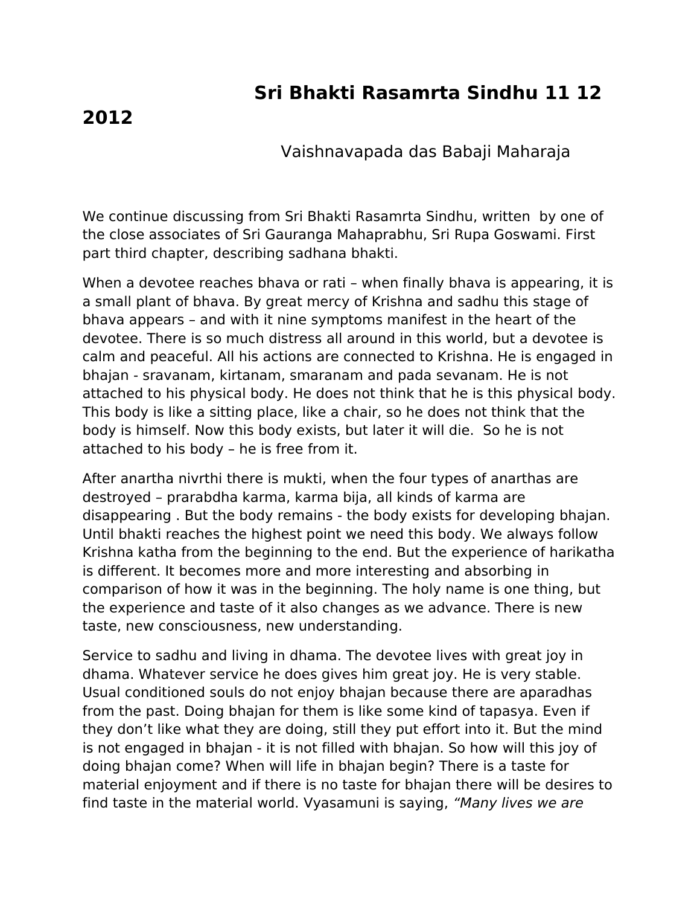# Sri Bhakti Rasamrta Sindhu 11 12 2012

Vaishnavapada das Babaji Maharaja

We continue discussing from Sri Bhakti Rasamrta Sindhu, written by one of the close associates of Sri Gauranga Mahaprabhu, Sri Rupa Goswami. First part third chapter, describing sadhana bhakti.

When a devotee reaches bhava or rati – when finally bhava is appearing, it is a small plant of bhava. By great mercy of Krishna and sadhu this stage of bhava appears – and with it nine symptoms manifest in the heart of the devotee. There is so much distress all around in this world, but a devotee is calm and peaceful. All his actions are connected to Krishna. He is engaged in bhajan - sravanam, kirtanam, smaranam and pada sevanam. He is not attached to his physical body. He does not think that he is this physical body. This body is like a sitting place, like a chair, so he does not think that the body is himself. Now this body exists, but later it will die. So he is not attached to his body – he is free from it.

After anartha nivrthi there is mukti, when the four types of anarthas are destroyed – prarabdha karma, karma bija, all kinds of karma are disappearing . But the body remains - the body exists for developing bhajan. Until bhakti reaches the highest point we need this body. We always follow Krishna katha from the beginning to the end. But the experience of harikatha is different. It becomes more and more interesting and absorbing in comparison of how it was in the beginning. The holy name is one thing, but the experience and taste of it also changes as we advance. There is new taste, new consciousness, new understanding.

Service to sadhu and living in dhama. The devotee lives with great joy in dhama. Whatever service he does gives him great joy. He is very stable. Usual conditioned souls do not enjoy bhajan because there are aparadhas from the past. Doing bhajan for them is like some kind of tapasya. Even if they don't like what they are doing, still they put effort into it. But the mind is not engaged in bhajan - it is not filled with bhajan. So how will this joy of doing bhajan come? When will life in bhajan begin? There is a taste for material enjoyment and if there is no taste for bhajan there will be desires to find taste in the material world. Vyasamuni is saying, *"Many lives we are*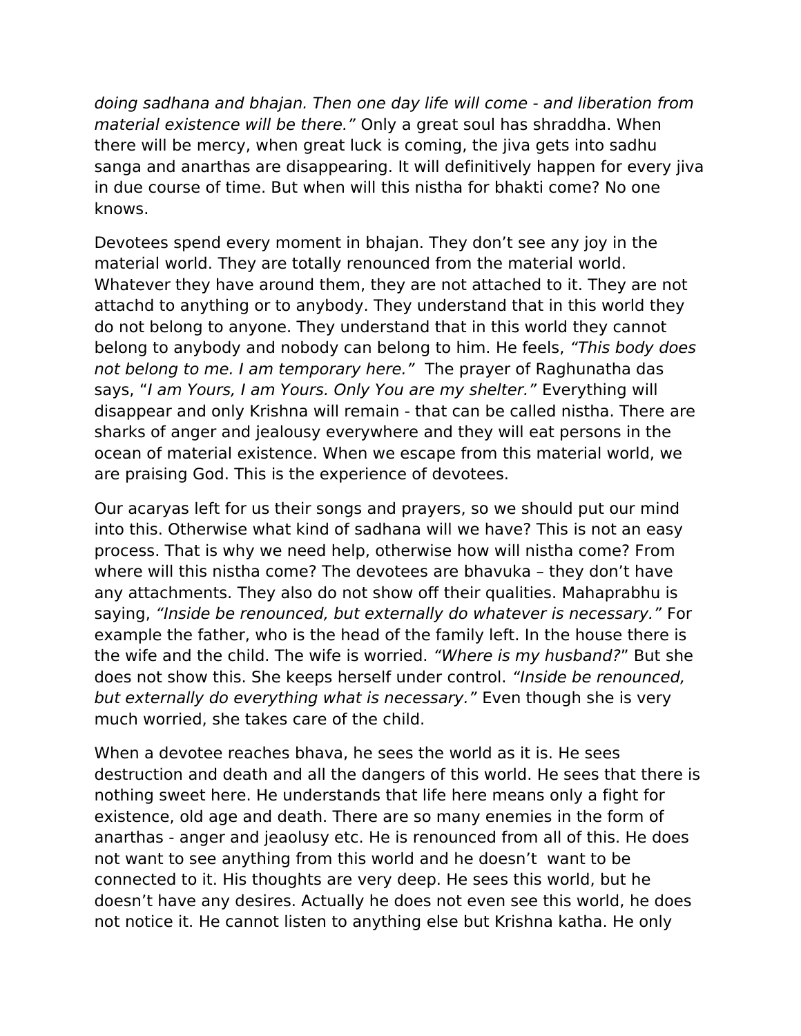*doing sadhana and bhajan. Then one day life will come - and liberation from material existence will be there."* Only a great soul has shraddha. When there will be mercy, when great luck is coming, the jiva gets into sadhu sanga and anarthas are disappearing. It will definitively happen for every jiva in due course of time. But when will this nistha for bhakti come? No one knows.

Devotees spend every moment in bhajan. They don't see any joy in the material world. They are totally renounced from the material world. Whatever they have around them, they are not attached to it. They are not attachd to anything or to anybody. They understand that in this world they do not belong to anyone. They understand that in this world they cannot belong to anybody and nobody can belong to him. He feels, *"This body does not belong to me. I am temporary here."* The prayer of Raghunatha das says, "*I am Yours, I am Yours. Only You are my shelter."* Everything will disappear and only Krishna will remain - that can be called nistha. There are sharks of anger and jealousy everywhere and they will eat persons in the ocean of material existence. When we escape from this material world, we are praising God. This is the experience of devotees.

Our acaryas left for us their songs and prayers, so we should put our mind into this. Otherwise what kind of sadhana will we have? This is not an easy process. That is why we need help, otherwise how will nistha come? From where will this nistha come? The devotees are bhavuka – they don't have any attachments. They also do not show off their qualities. Mahaprabhu is saying, *"Inside be renounced, but externally do whatever is necessary."* For example the father, who is the head of the family left. In the house there is the wife and the child. The wife is worried. *"Where is my husband?*" But she does not show this. She keeps herself under control. *"Inside be renounced, but externally do everything what is necessary."* Even though she is very much worried, she takes care of the child.

When a devotee reaches bhava, he sees the world as it is. He sees destruction and death and all the dangers of this world. He sees that there is nothing sweet here. He understands that life here means only a fight for existence, old age and death. There are so many enemies in the form of anarthas - anger and jeaolusy etc. He is renounced from all of this. He does not want to see anything from this world and he doesn't want to be connected to it. His thoughts are very deep. He sees this world, but he doesn't have any desires. Actually he does not even see this world, he does not notice it. He cannot listen to anything else but Krishna katha. He only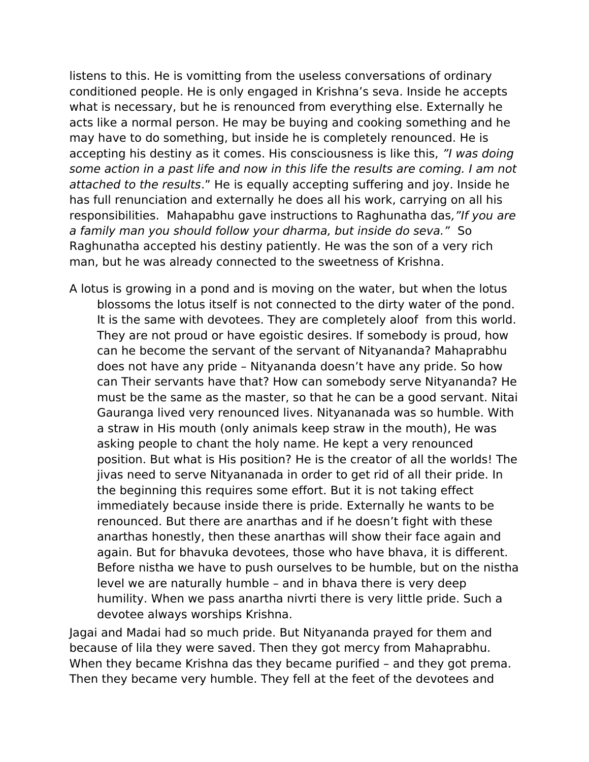listens to this. He is vomitting from the useless conversations of ordinary conditioned people. He is only engaged in Krishna's seva. Inside he accepts what is necessary, but he is renounced from everything else. Externally he acts like a normal person. He may be buying and cooking something and he may have to do something, but inside he is completely renounced. He is accepting his destiny as it comes. His consciousness is like this, *"I was doing some action in a past life and now in this life the results are coming. I am not attached to the results*." He is equally accepting suffering and joy. Inside he has full renunciation and externally he does all his work, carrying on all his responsibilities. Mahapabhu gave instructions to Raghunatha das*,"If you are a family man you should follow your dharma, but inside do seva."* So Raghunatha accepted his destiny patiently. He was the son of a very rich man, but he was already connected to the sweetness of Krishna.

A lotus is growing in a pond and is moving on the water, but when the lotus blossoms the lotus itself is not connected to the dirty water of the pond. It is the same with devotees. They are completely aloof from this world. They are not proud or have egoistic desires. If somebody is proud, how can he become the servant of the servant of Nityananda? Mahaprabhu does not have any pride – Nityananda doesn't have any pride. So how can Their servants have that? How can somebody serve Nityananda? He must be the same as the master, so that he can be a good servant. Nitai Gauranga lived very renounced lives. Nityananada was so humble. With a straw in His mouth (only animals keep straw in the mouth), He was asking people to chant the holy name. He kept a very renounced position. But what is His position? He is the creator of all the worlds! The jivas need to serve Nityananada in order to get rid of all their pride. In the beginning this requires some effort. But it is not taking effect immediately because inside there is pride. Externally he wants to be renounced. But there are anarthas and if he doesn't fight with these anarthas honestly, then these anarthas will show their face again and again. But for bhavuka devotees, those who have bhava, it is different. Before nistha we have to push ourselves to be humble, but on the nistha level we are naturally humble – and in bhava there is very deep humility. When we pass anartha nivrti there is very little pride. Such a devotee always worships Krishna.

Jagai and Madai had so much pride. But Nityananda prayed for them and because of lila they were saved. Then they got mercy from Mahaprabhu. When they became Krishna das they became purified – and they got prema. Then they became very humble. They fell at the feet of the devotees and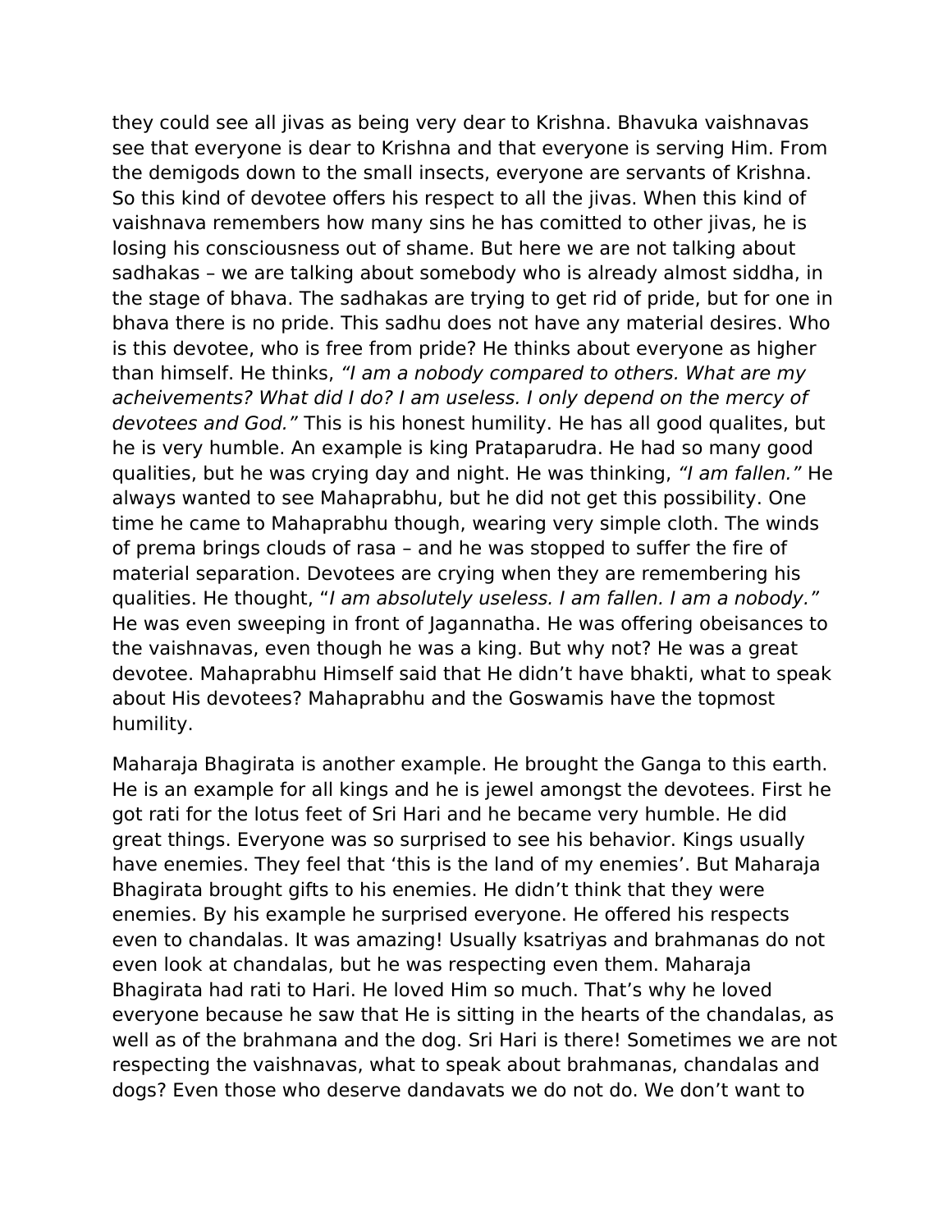they could see all jivas as being very dear to Krishna. Bhavuka vaishnavas see that everyone is dear to Krishna and that everyone is serving Him. From the demigods down to the small insects, everyone are servants of Krishna. So this kind of devotee offers his respect to all the jivas. When this kind of vaishnava remembers how many sins he has comitted to other jivas, he is losing his consciousness out of shame. But here we are not talking about sadhakas – we are talking about somebody who is already almost siddha, in the stage of bhava. The sadhakas are trying to get rid of pride, but for one in bhava there is no pride. This sadhu does not have any material desires. Who is this devotee, who is free from pride? He thinks about everyone as higher than himself. He thinks, *"I am a nobody compared to others. What are my acheivements? What did I do? I am useless. I only depend on the mercy of devotees and God."* This is his honest humility. He has all good qualites, but he is very humble. An example is king Prataparudra. He had so many good qualities, but he was crying day and night. He was thinking, *"I am fallen."* He always wanted to see Mahaprabhu, but he did not get this possibility. One time he came to Mahaprabhu though, wearing very simple cloth. The winds of prema brings clouds of rasa – and he was stopped to suffer the fire of material separation. Devotees are crying when they are remembering his qualities. He thought, "*I am absolutely useless. I am fallen. I am a nobody."* He was even sweeping in front of Jagannatha. He was offering obeisances to the vaishnavas, even though he was a king. But why not? He was a great devotee. Mahaprabhu Himself said that He didn't have bhakti, what to speak about His devotees? Mahaprabhu and the Goswamis have the topmost humility.

Maharaja Bhagirata is another example. He brought the Ganga to this earth. He is an example for all kings and he is jewel amongst the devotees. First he got rati for the lotus feet of Sri Hari and he became very humble. He did great things. Everyone was so surprised to see his behavior. Kings usually have enemies. They feel that 'this is the land of my enemies'. But Maharaja Bhagirata brought gifts to his enemies. He didn't think that they were enemies. By his example he surprised everyone. He offered his respects even to chandalas. It was amazing! Usually ksatriyas and brahmanas do not even look at chandalas, but he was respecting even them. Maharaja Bhagirata had rati to Hari. He loved Him so much. That's why he loved everyone because he saw that He is sitting in the hearts of the chandalas, as well as of the brahmana and the dog. Sri Hari is there! Sometimes we are not respecting the vaishnavas, what to speak about brahmanas, chandalas and dogs? Even those who deserve dandavats we do not do. We don't want to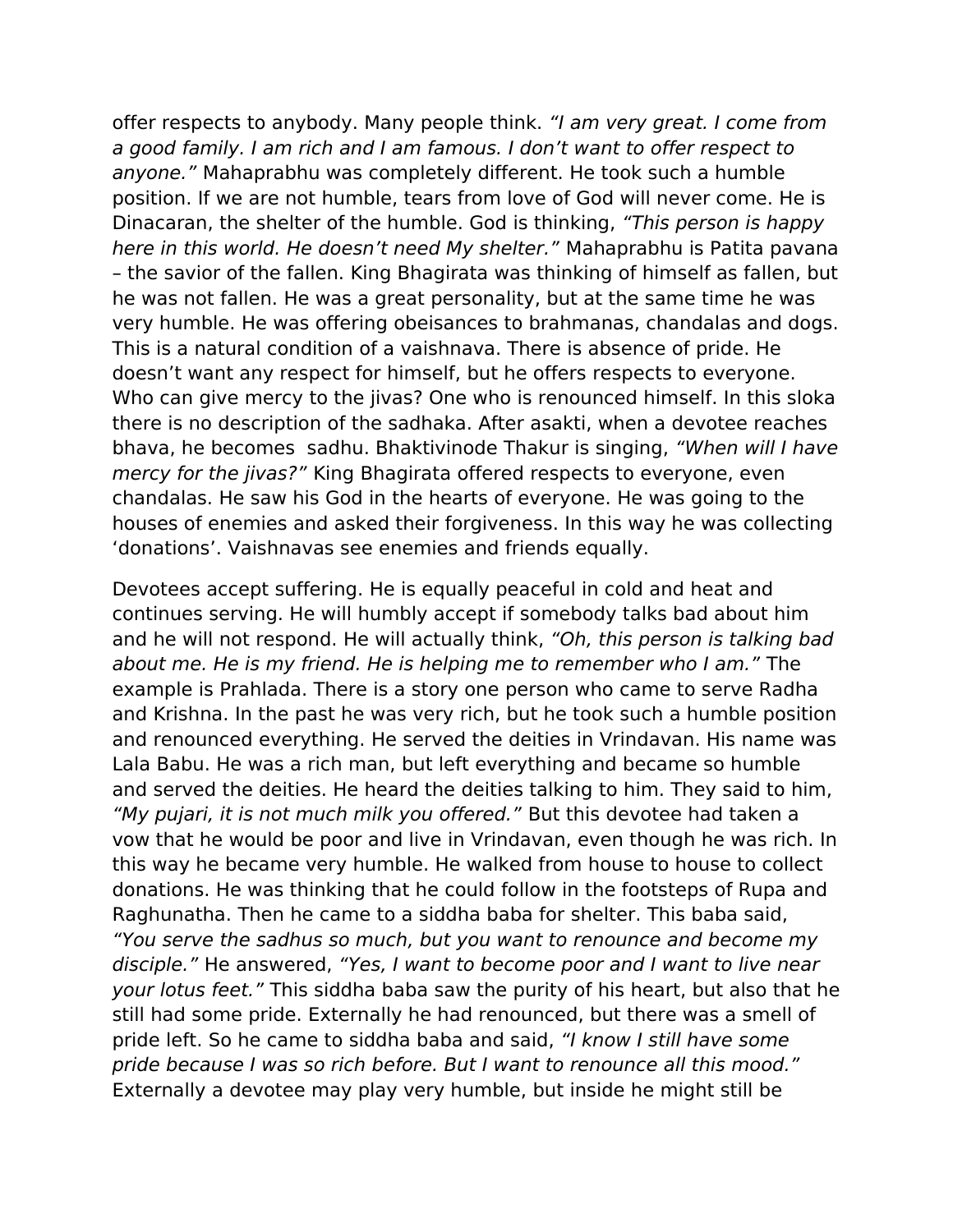offer respects to anybody. Many people think. *"I am very great. I come from a good family. I am rich and I am famous. I don't want to offer respect to anyone."* Mahaprabhu was completely different. He took such a humble position. If we are not humble, tears from love of God will never come. He is Dinacaran, the shelter of the humble. God is thinking, *"This person is happy here in this world. He doesn't need My shelter."* Mahaprabhu is Patita pavana – the savior of the fallen. King Bhagirata was thinking of himself as fallen, but he was not fallen. He was a great personality, but at the same time he was very humble. He was offering obeisances to brahmanas, chandalas and dogs. This is a natural condition of a vaishnava. There is absence of pride. He doesn't want any respect for himself, but he offers respects to everyone. Who can give mercy to the jivas? One who is renounced himself. In this sloka there is no description of the sadhaka. After asakti, when a devotee reaches bhava, he becomes sadhu. Bhaktivinode Thakur is singing, *"When will I have mercy for the jivas?"* King Bhagirata offered respects to everyone, even chandalas. He saw his God in the hearts of everyone. He was going to the houses of enemies and asked their forgiveness. In this way he was collecting 'donations'. Vaishnavas see enemies and friends equally.

Devotees accept suffering. He is equally peaceful in cold and heat and continues serving. He will humbly accept if somebody talks bad about him and he will not respond. He will actually think, *"Oh, this person is talking bad about me. He is my friend. He is helping me to remember who I am."* The example is Prahlada. There is a story one person who came to serve Radha and Krishna. In the past he was very rich, but he took such a humble position and renounced everything. He served the deities in Vrindavan. His name was Lala Babu. He was a rich man, but left everything and became so humble and served the deities. He heard the deities talking to him. They said to him, *"My pujari, it is not much milk you offered."* But this devotee had taken a vow that he would be poor and live in Vrindavan, even though he was rich. In this way he became very humble. He walked from house to house to collect donations. He was thinking that he could follow in the footsteps of Rupa and Raghunatha. Then he came to a siddha baba for shelter. This baba said, *"You serve the sadhus so much, but you want to renounce and become my disciple."* He answered, *"Yes, I want to become poor and I want to live near your lotus feet."* This siddha baba saw the purity of his heart, but also that he still had some pride. Externally he had renounced, but there was a smell of pride left. So he came to siddha baba and said, *"I know I still have some pride because I was so rich before. But I want to renounce all this mood."* Externally a devotee may play very humble, but inside he might still be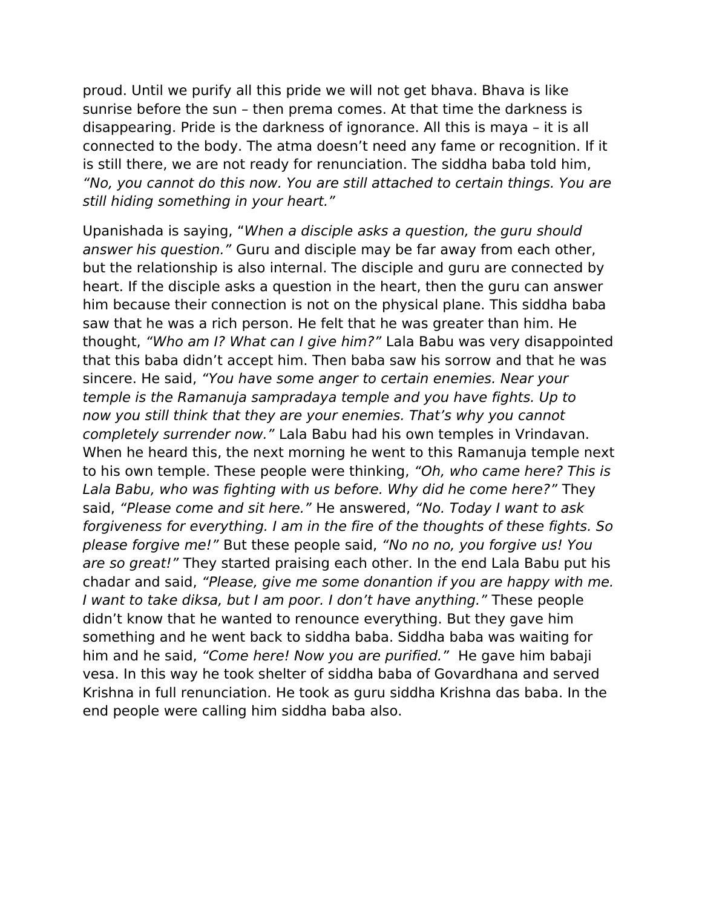proud. Until we purify all this pride we will not get bhava. Bhava is like sunrise before the sun – then prema comes. At that time the darkness is disappearing. Pride is the darkness of ignorance. All this is maya – it is all connected to the body. The atma doesn't need any fame or recognition. If it is still there, we are not ready for renunciation. The siddha baba told him, *"No, you cannot do this now. You are still attached to certain things. You are still hiding something in your heart."*

Upanishada is saying, "*When a disciple asks a question, the guru should answer his question."* Guru and disciple may be far away from each other, but the relationship is also internal. The disciple and guru are connected by heart. If the disciple asks a question in the heart, then the guru can answer him because their connection is not on the physical plane. This siddha baba saw that he was a rich person. He felt that he was greater than him. He thought, *"Who am I? What can I give him?"* Lala Babu was very disappointed that this baba didn't accept him. Then baba saw his sorrow and that he was sincere. He said, *"You have some anger to certain enemies. Near your temple is the Ramanuja sampradaya temple and you have fights. Up to now you still think that they are your enemies. That's why you cannot completely surrender now."* Lala Babu had his own temples in Vrindavan. When he heard this, the next morning he went to this Ramanuja temple next to his own temple. These people were thinking, *"Oh, who came here? This is Lala Babu, who was fighting with us before. Why did he come here?"* They said, *"Please come and sit here."* He answered, *"No. Today I want to ask forgiveness for everything. I am in the fire of the thoughts of these fights. So please forgive me!"* But these people said, *"No no no, you forgive us! You are so great!"* They started praising each other. In the end Lala Babu put his chadar and said, *"Please, give me some donantion if you are happy with me. I want to take diksa, but I am poor. I don't have anything."* These people didn't know that he wanted to renounce everything. But they gave him something and he went back to siddha baba. Siddha baba was waiting for him and he said, *"Come here! Now you are purified."* He gave him babaji vesa. In this way he took shelter of siddha baba of Govardhana and served Krishna in full renunciation. He took as guru siddha Krishna das baba. In the end people were calling him siddha baba also.